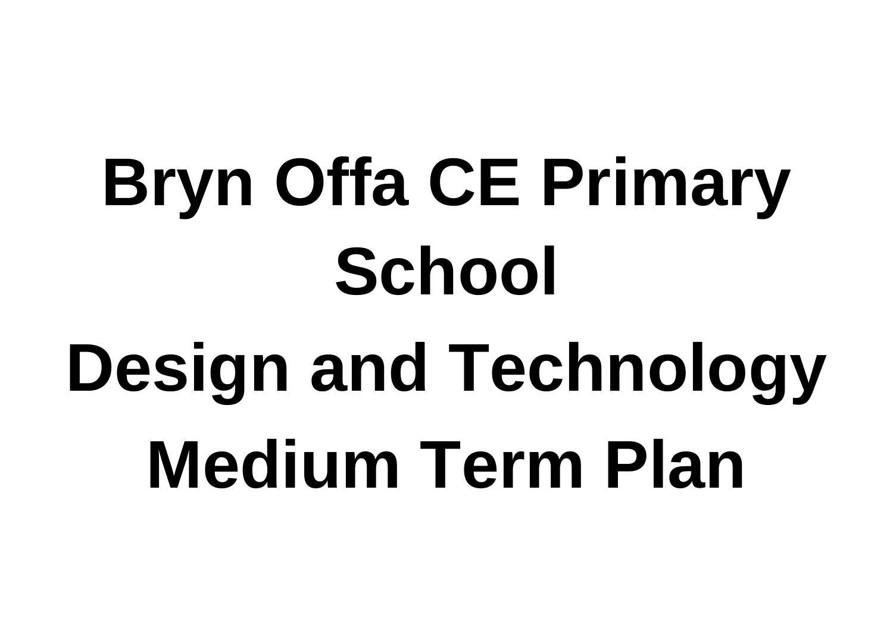# Bryn Offa CE Primary School

# Design and Technology

# Medium Term Plan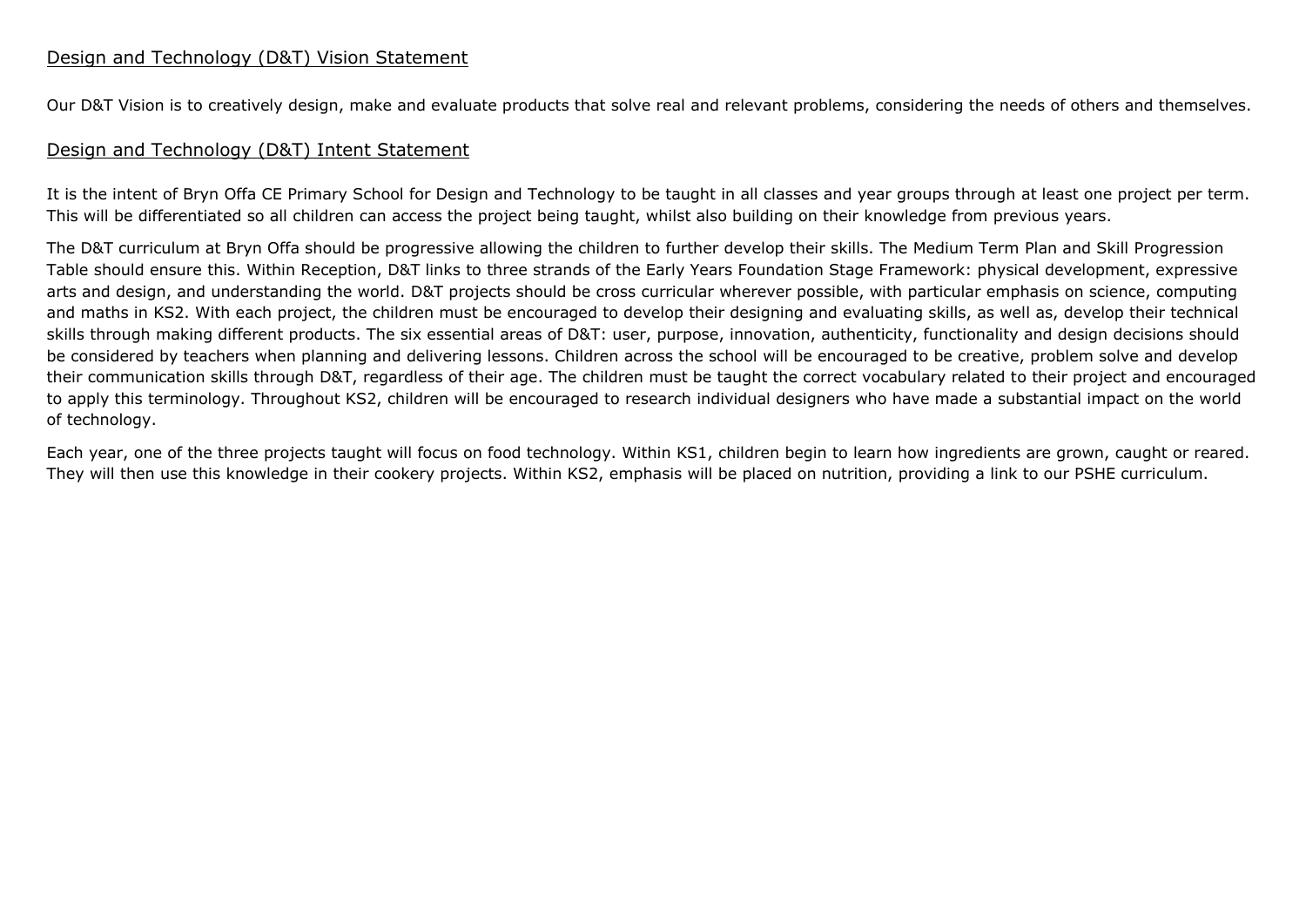## Design and Technology (D&T) Vision Statement

Our D&T Vision is to creatively design, make and evaluate products that solve real and relevant problems, considering the needs of others and themselves.

## Design and Technology (D&T) Intent Statement

It is the intent of Bryn Offa CE Primary School for Design and Technology to be taught in all classes and year groups through at least one project per term. This will be differentiated so all children can access the project being taught, whilst also building on their knowledge from previous years.

The D&T curriculum at Bryn Offa should be progressive allowing the children to further develop their skills. The Medium Term Plan and Skill Progression Table should ensure this. Within Reception, D&T links to three strands of the Early Years Foundation Stage Framework: physical development, expressive arts and design, and understanding the world. D&T projects should be cross curricular wherever possible, with particular emphasis on science, computing and maths in KS2. With each project, the children must be encouraged to develop their designing and evaluating skills, as well as, develop their technical skills through making different products. The six essential areas of D&T: user, purpose, innovation, authenticity, functionality and design decisions should be considered by teachers when planning and delivering lessons. Children across the school will be encouraged to be creative, problem solve and develop their communication skills through D&T, regardless of their age. The children must be taught the correct vocabulary related to their project and encouraged to apply this terminology. Throughout KS2, children will be encouraged to research individual designers who have made a substantial impact on the world of technology.

Each year, one of the three projects taught will focus on food technology. Within KS1, children begin to learn how ingredients are grown, caught or reared. They will then use this knowledge in their cookery projects. Within KS2, emphasis will be placed on nutrition, providing a link to our PSHE curriculum.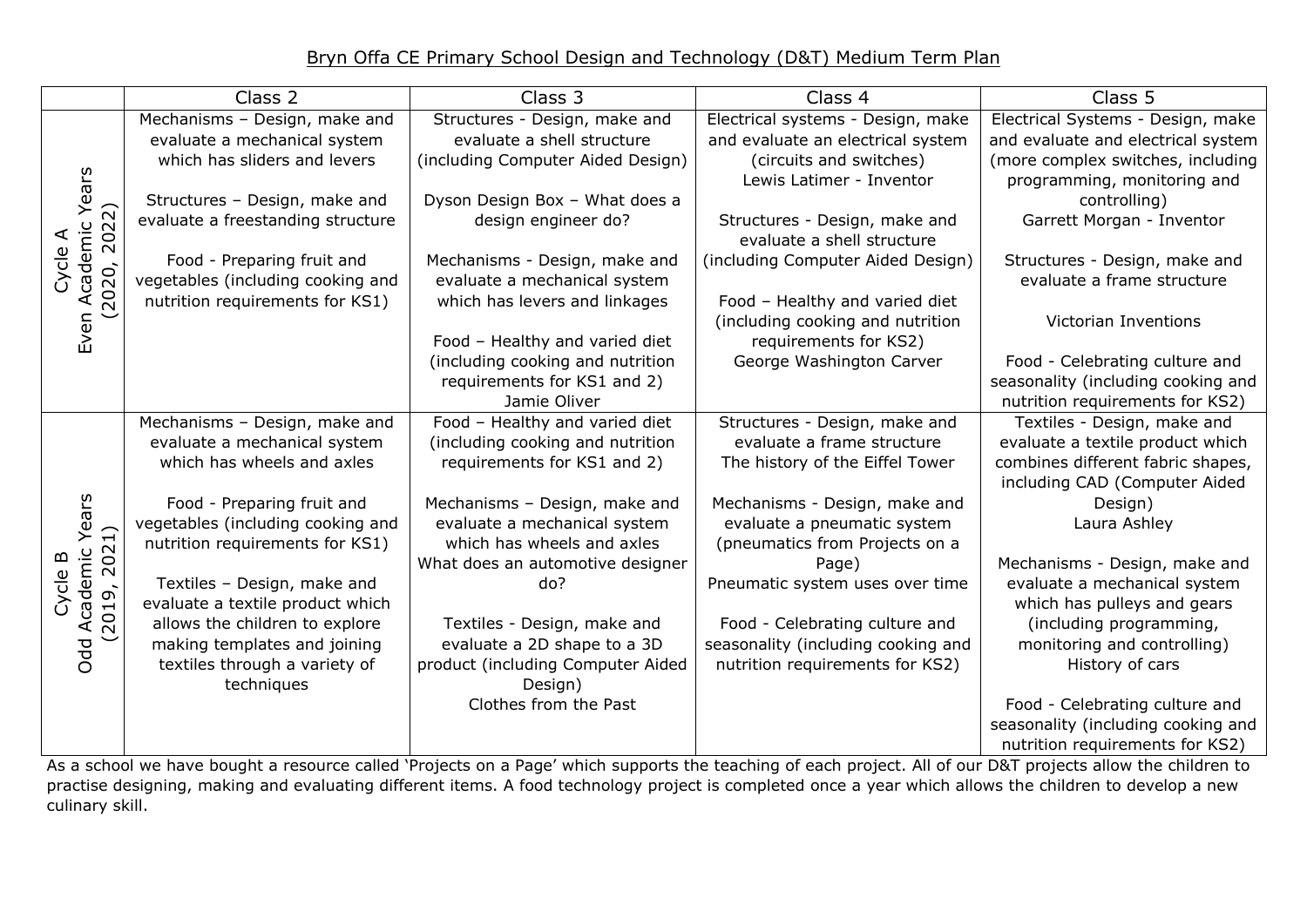Bryn Offa CE Primary School Design and Technology (D&T) Medium Term Plan

| | Class 2 | Class 3 | Class 4 | Class 5 |
|---|---|---|---|---|
| Cycle A Even Academic Years (2020, 2022) | Mechanisms – Design, make and evaluate a mechanical system which has sliders and levers<br><br>Structures – Design, make and evaluate a freestanding structure<br><br>Food - Preparing fruit and vegetables (including cooking and nutrition requirements for KS1) | Structures - Design, make and evaluate a shell structure (including Computer Aided Design)<br><br>Dyson Design Box – What does a design engineer do?<br><br>Mechanisms - Design, make and evaluate a mechanical system which has levers and linkages<br><br>Food – Healthy and varied diet (including cooking and nutrition requirements for KS1 and 2)<br>Jamie Oliver | Electrical systems - Design, make and evaluate an electrical system (circuits and switches)<br>Lewis Latimer - Inventor<br><br>Structures - Design, make and evaluate a shell structure (including Computer Aided Design)<br><br>Food – Healthy and varied diet (including cooking and nutrition requirements for KS2)<br>George Washington Carver | Electrical Systems - Design, make and evaluate and electrical system (more complex switches, including programming, monitoring and controlling)<br>Garrett Morgan - Inventor<br><br>Structures - Design, make and evaluate a frame structure<br><br>Victorian Inventions<br><br>Food - Celebrating culture and seasonality (including cooking and nutrition requirements for KS2) |
| Cycle B Odd Academic Years (2019, 2021) | Mechanisms – Design, make and evaluate a mechanical system which has wheels and axles<br><br>Food - Preparing fruit and vegetables (including cooking and nutrition requirements for KS1)<br><br>Textiles – Design, make and evaluate a textile product which allows the children to explore making templates and joining textiles through a variety of techniques | Food – Healthy and varied diet (including cooking and nutrition requirements for KS1 and 2)<br><br>Mechanisms – Design, make and evaluate a mechanical system which has wheels and axles<br>What does an automotive designer do?<br><br>Textiles - Design, make and evaluate a 2D shape to a 3D product (including Computer Aided Design)<br>Clothes from the Past | Structures - Design, make and evaluate a frame structure<br>The history of the Eiffel Tower<br><br>Mechanisms - Design, make and evaluate a pneumatic system (pneumatics from Projects on a Page)<br>Pneumatic system uses over time<br><br>Food - Celebrating culture and seasonality (including cooking and nutrition requirements for KS2) | Textiles - Design, make and evaluate a textile product which combines different fabric shapes, including CAD (Computer Aided Design)<br>Laura Ashley<br><br>Mechanisms - Design, make and evaluate a mechanical system which has pulleys and gears (including programming, monitoring and controlling)<br>History of cars<br><br>Food - Celebrating culture and seasonality (including cooking and nutrition requirements for KS2) |

As a school we have bought a resource called 'Projects on a Page' which supports the teaching of each project. All of our D&T projects allow the children to practise designing, making and evaluating different items. A food technology project is completed once a year which allows the children to develop a new culinary skill.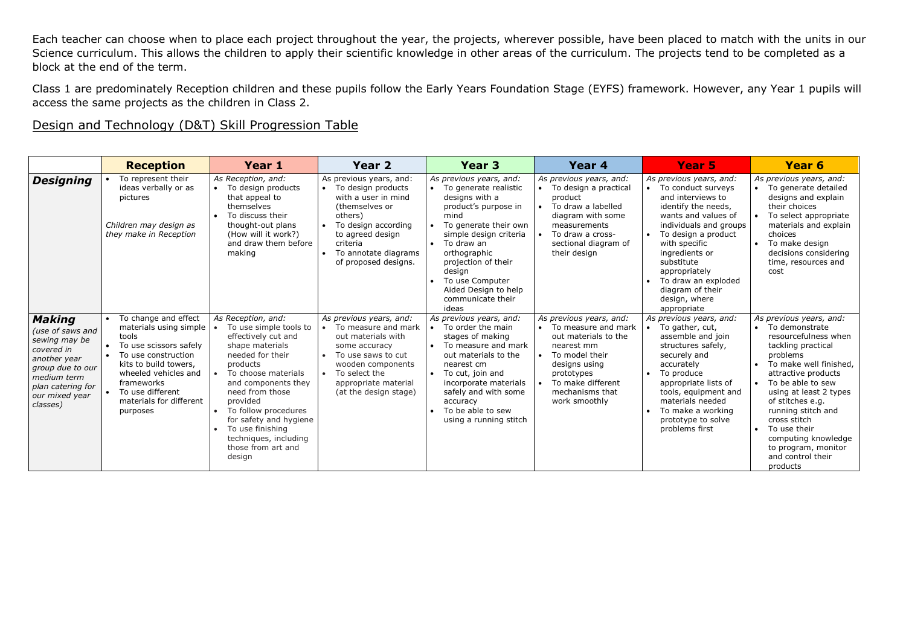Each teacher can choose when to place each project throughout the year, the projects, wherever possible, have been placed to match with the units in our Science curriculum. This allows the children to apply their scientific knowledge in other areas of the curriculum. The projects tend to be completed as a block at the end of the term.

Class 1 are predominately Reception children and these pupils follow the Early Years Foundation Stage (EYFS) framework. However, any Year 1 pupils will access the same projects as the children in Class 2.

## Design and Technology (D&T) Skill Progression Table

| | Reception | Year 1 | Year 2 | Year 3 | Year 4 | Year 5 | Year 6 |
|---|---|---|---|---|---|---|---|
| ***Designing*** | • To represent their ideas verbally or as pictures<br><br>*Children may design as they make in Reception* | *As Reception, and:*<br>• To design products that appeal to themselves<br>• To discuss their thought-out plans (How will it work?) and draw them before making | As previous years, and:<br>• To design products with a user in mind (themselves or others)<br>• To design according to agreed design criteria<br>• To annotate diagrams of proposed designs. | *As previous years, and:*<br>• To generate realistic designs with a product's purpose in mind<br>• To generate their own simple design criteria<br>• To draw an orthographic projection of their design<br>• To use Computer Aided Design to help communicate their ideas | *As previous years, and:*<br>• To design a practical product<br>• To draw a labelled diagram with some measurements<br>• To draw a cross-sectional diagram of their design | *As previous years, and:*<br>• To conduct surveys and interviews to identify the needs, wants and values of individuals and groups<br>• To design a product with specific ingredients or substitute appropriately<br>• To draw an exploded diagram of their design, where appropriate | *As previous years, and:*<br>• To generate detailed designs and explain their choices<br>• To select appropriate materials and explain choices<br>• To make design decisions considering time, resources and cost |
| ***Making***<br>*(use of saws and sewing may be covered in another year group due to our medium term plan catering for our mixed year classes)* | • To change and effect materials using simple tools<br>• To use scissors safely<br>• To use construction kits to build towers, wheeled vehicles and frameworks<br>• To use different materials for different purposes | *As Reception, and:*<br>• To use simple tools to effectively cut and shape materials needed for their products<br>• To choose materials and components they need from those provided<br>• To follow procedures for safety and hygiene<br>• To use finishing techniques, including those from art and design | *As previous years, and:*<br>• To measure and mark out materials with some accuracy<br>• To use saws to cut wooden components<br>• To select the appropriate material (at the design stage) | *As previous years, and:*<br>• To order the main stages of making<br>• To measure and mark out materials to the nearest cm<br>• To cut, join and incorporate materials safely and with some accuracy<br>• To be able to sew using a running stitch | *As previous years, and:*<br>• To measure and mark out materials to the nearest mm<br>• To model their designs using prototypes<br>• To make different mechanisms that work smoothly | *As previous years, and:*<br>• To gather, cut, assemble and join structures safely, securely and accurately<br>• To produce appropriate lists of tools, equipment and materials needed<br>• To make a working prototype to solve problems first | *As previous years, and:*<br>• To demonstrate resourcefulness when tackling practical problems<br>• To make well finished, attractive products<br>• To be able to sew using at least 2 types of stitches e.g. running stitch and cross stitch<br>• To use their computing knowledge to program, monitor and control their products |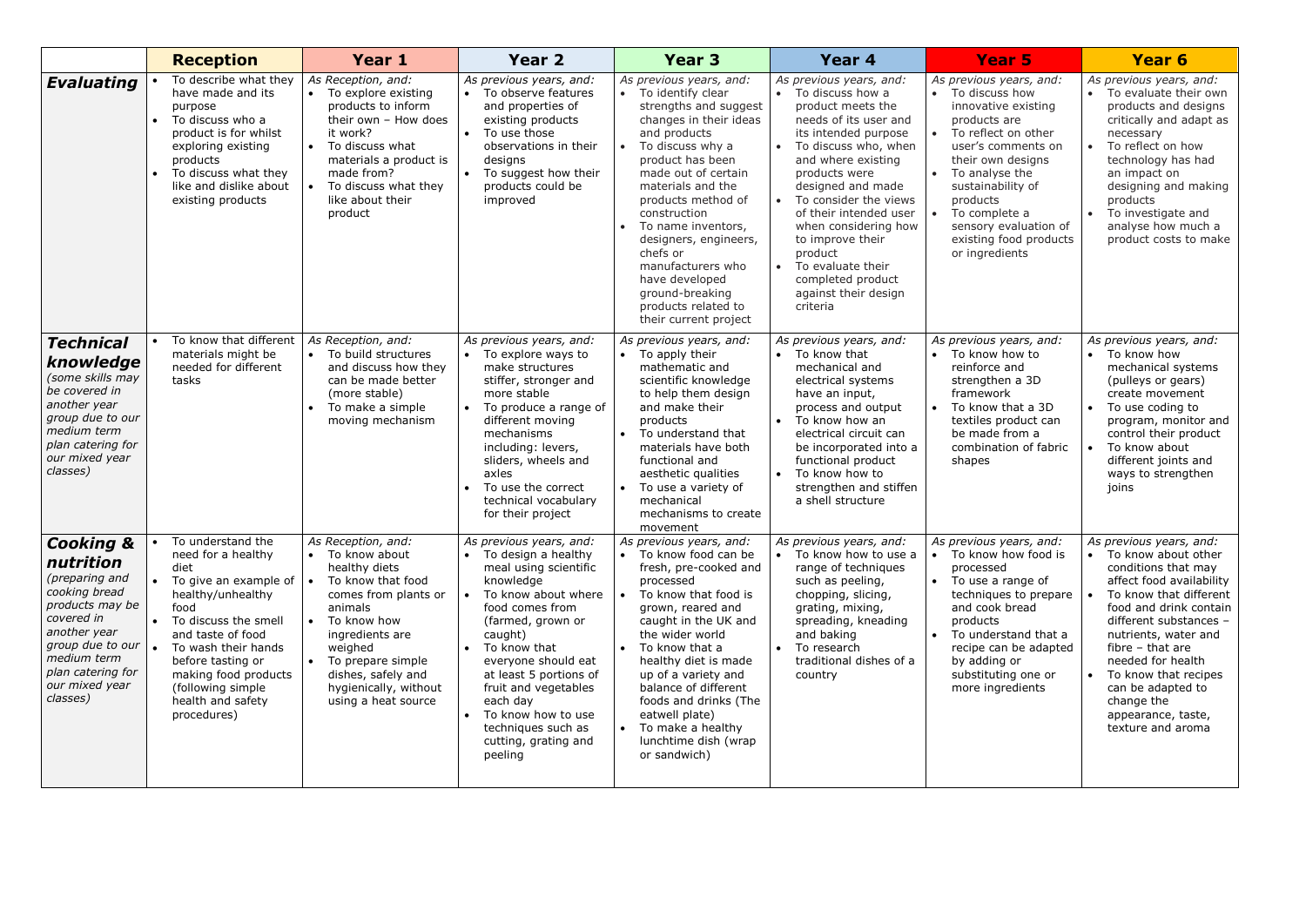| | Reception | Year 1 | Year 2 | Year 3 | Year 4 | Year 5 | Year 6 |
|---|---|---|---|---|---|---|---|
| ***Evaluating*** | • To describe what they have made and its purpose<br>• To discuss who a product is for whilst exploring existing products<br>• To discuss what they like and dislike about existing products | *As Reception, and:*<br>• To explore existing products to inform their own – How does it work?<br>• To discuss what materials a product is made from?<br>• To discuss what they like about their product | *As previous years, and:*<br>• To observe features and properties of existing products<br>• To use those observations in their designs<br>• To suggest how their products could be improved | *As previous years, and:*<br>• To identify clear strengths and suggest changes in their ideas and products<br>• To discuss why a product has been made out of certain materials and the products method of construction<br>• To name inventors, designers, engineers, chefs or manufacturers who have developed ground-breaking products related to their current project | *As previous years, and:*<br>• To discuss how a product meets the needs of its user and its intended purpose<br>• To discuss who, when and where existing products were designed and made<br>• To consider the views of their intended user when considering how to improve their product<br>• To evaluate their completed product against their design criteria | *As previous years, and:*<br>• To discuss how innovative existing products are<br>• To reflect on other user's comments on their own designs<br>• To analyse the sustainability of products<br>• To complete a sensory evaluation of existing food products or ingredients | *As previous years, and:*<br>• To evaluate their own products and designs critically and adapt as necessary<br>• To reflect on how technology has had an impact on designing and making products<br>• To investigate and analyse how much a product costs to make |
| ***Technical knowledge*** *(some skills may be covered in another year group due to our medium term plan catering for our mixed year classes)* | • To know that different materials might be needed for different tasks | *As Reception, and:*<br>• To build structures and discuss how they can be made better (more stable)<br>• To make a simple moving mechanism | *As previous years, and:*<br>• To explore ways to make structures stiffer, stronger and more stable<br>• To produce a range of different moving mechanisms including: levers, sliders, wheels and axles<br>• To use the correct technical vocabulary for their project | *As previous years, and:*<br>• To apply their mathematic and scientific knowledge to help them design and make their products<br>• To understand that materials have both functional and aesthetic qualities<br>• To use a variety of mechanical mechanisms to create movement | *As previous years, and:*<br>• To know that mechanical and electrical systems have an input, process and output<br>• To know how an electrical circuit can be incorporated into a functional product<br>• To know how to strengthen and stiffen a shell structure | *As previous years, and:*<br>• To know how to reinforce and strengthen a 3D framework<br>• To know that a 3D textiles product can be made from a combination of fabric shapes | *As previous years, and:*<br>• To know how mechanical systems (pulleys or gears) create movement<br>• To use coding to program, monitor and control their product<br>• To know about different joints and ways to strengthen joins |
| ***Cooking & nutrition*** *(preparing and cooking bread products may be covered in another year group due to our medium term plan catering for our mixed year classes)* | • To understand the need for a healthy diet<br>• To give an example of healthy/unhealthy food<br>• To discuss the smell and taste of food<br>• To wash their hands before tasting or making food products (following simple health and safety procedures) | *As Reception, and:*<br>• To know about healthy diets<br>• To know that food comes from plants or animals<br>• To know how ingredients are weighed<br>• To prepare simple dishes, safely and hygienically, without using a heat source | *As previous years, and:*<br>• To design a healthy meal using scientific knowledge<br>• To know about where food comes from (farmed, grown or caught)<br>• To know that everyone should eat at least 5 portions of fruit and vegetables each day<br>• To know how to use techniques such as cutting, grating and peeling | *As previous years, and:*<br>• To know food can be fresh, pre-cooked and processed<br>• To know that food is grown, reared and caught in the UK and the wider world<br>• To know that a healthy diet is made up of a variety and balance of different foods and drinks (The eatwell plate)<br>• To make a healthy lunchtime dish (wrap or sandwich) | *As previous years, and:*<br>• To know how to use a range of techniques such as peeling, chopping, slicing, grating, mixing, spreading, kneading and baking<br>• To research traditional dishes of a country | *As previous years, and:*<br>• To know how food is processed<br>• To use a range of techniques to prepare and cook bread products<br>• To understand that a recipe can be adapted by adding or substituting one or more ingredients | *As previous years, and:*<br>• To know about other conditions that may affect food availability<br>• To know that different food and drink contain different substances – nutrients, water and fibre – that are needed for health<br>• To know that recipes can be adapted to change the appearance, taste, texture and aroma |